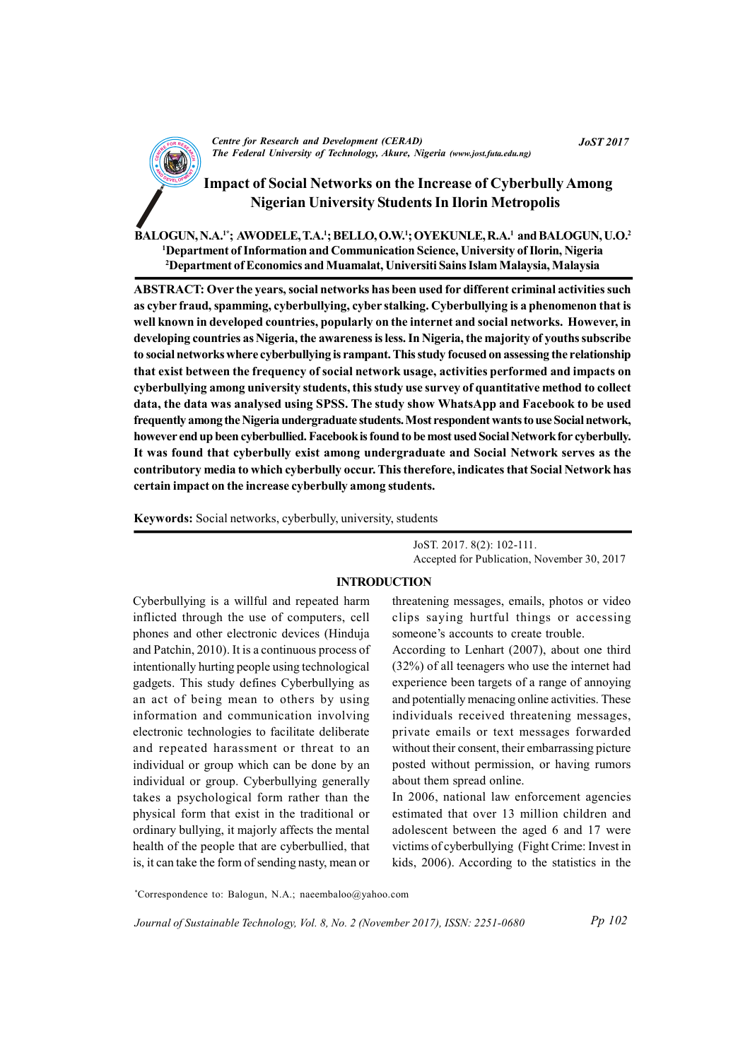# Impact of Social Networks on the Increase of Cyberbully Among Nigerian University Students In Ilorin Metropolis

**BALOGUN, N.A.[1*]; AWODELE, T.A.[1]; BELLO, O.W.[1]; OYEKUNLE, R.A.[1] and BALOGUN, U.O.[2]**

[1]Department of Information and Communication Science, University of Ilorin, Nigeria
[2]Department of Economics and Muamalat, Universiti Sains Islam Malaysia, Malaysia

**ABSTRACT: Over the years, social networks has been used for different criminal activities such as cyber fraud, spamming, cyberbullying, cyber stalking. Cyberbullying is a phenomenon that is well known in developed countries, popularly on the internet and social networks. However, in developing countries as Nigeria, the awareness is less. In Nigeria, the majority of youths subscribe to social networks where cyberbullying is rampant. This study focused on assessing the relationship that exist between the frequency of social network usage, activities performed and impacts on cyberbullying among university students, this study use survey of quantitative method to collect data, the data was analysed using SPSS. The study show WhatsApp and Facebook to be used frequently among the Nigeria undergraduate students. Most respondent wants to use Social network, however end up been cyberbullied. Facebook is found to be most used Social Network for cyberbully. It was found that cyberbully exist among undergraduate and Social Network serves as the contributory media to which cyberbully occur. This therefore, indicates that Social Network has certain impact on the increase cyberbully among students.**

**Keywords:** Social networks, cyberbully, university, students

JoST. 2017. 8(2): 102-111.
Accepted for Publication, November 30, 2017

## INTRODUCTION

Cyberbullying is a willful and repeated harm inflicted through the use of computers, cell phones and other electronic devices (Hinduja and Patchin, 2010). It is a continuous process of intentionally hurting people using technological gadgets. This study defines Cyberbullying as an act of being mean to others by using information and communication involving electronic technologies to facilitate deliberate and repeated harassment or threat to an individual or group which can be done by an individual or group. Cyberbullying generally takes a psychological form rather than the physical form that exist in the traditional or ordinary bullying, it majorly affects the mental health of the people that are cyberbullied, that is, it can take the form of sending nasty, mean or threatening messages, emails, photos or video clips saying hurtful things or accessing someone's accounts to create trouble.

According to Lenhart (2007), about one third (32%) of all teenagers who use the internet had experience been targets of a range of annoying and potentially menacing online activities. These individuals received threatening messages, private emails or text messages forwarded without their consent, their embarrassing picture posted without permission, or having rumors about them spread online.

In 2006, national law enforcement agencies estimated that over 13 million children and adolescent between the aged 6 and 17 were victims of cyberbullying (Fight Crime: Invest in kids, 2006). According to the statistics in the

*Correspondence to: Balogun, N.A.; naeembaloo@yahoo.com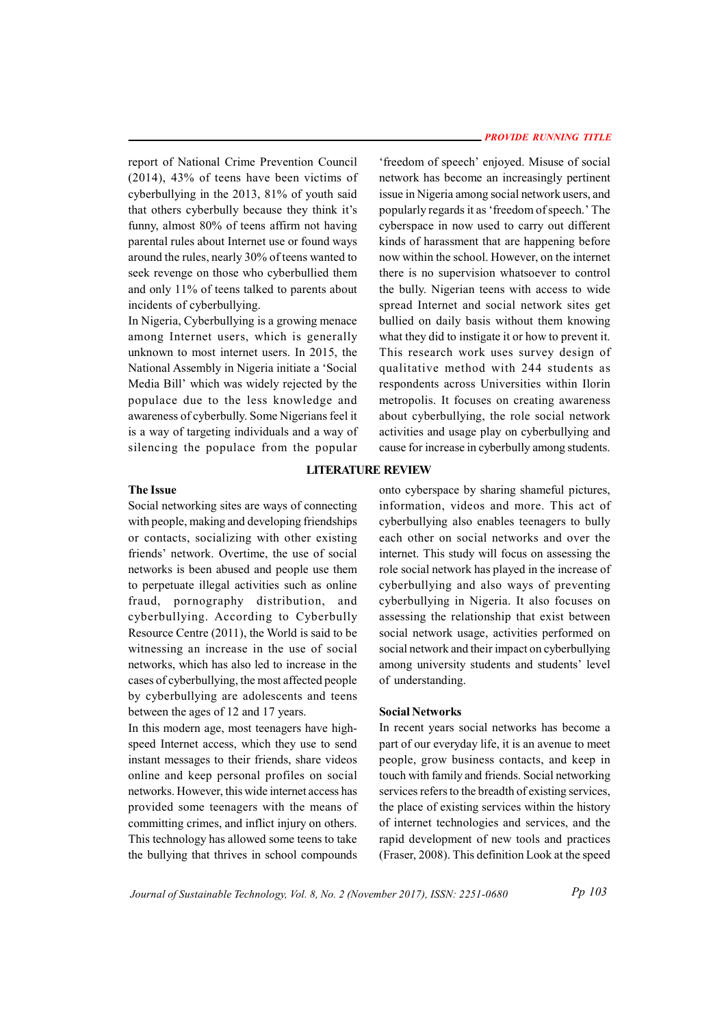report of National Crime Prevention Council (2014), 43% of teens have been victims of cyberbullying in the 2013, 81% of youth said that others cyberbully because they think it's funny, almost 80% of teens affirm not having parental rules about Internet use or found ways around the rules, nearly 30% of teens wanted to seek revenge on those who cyberbullied them and only 11% of teens talked to parents about incidents of cyberbullying.

In Nigeria, Cyberbullying is a growing menace among Internet users, which is generally unknown to most internet users. In 2015, the National Assembly in Nigeria initiate a 'Social Media Bill' which was widely rejected by the populace due to the less knowledge and awareness of cyberbully. Some Nigerians feel it is a way of targeting individuals and a way of silencing the populace from the popular 'freedom of speech' enjoyed. Misuse of social network has become an increasingly pertinent issue in Nigeria among social network users, and popularly regards it as 'freedom of speech.' The cyberspace in now used to carry out different kinds of harassment that are happening before now within the school. However, on the internet there is no supervision whatsoever to control the bully. Nigerian teens with access to wide spread Internet and social network sites get bullied on daily basis without them knowing what they did to instigate it or how to prevent it. This research work uses survey design of qualitative method with 244 students as respondents across Universities within Ilorin metropolis. It focuses on creating awareness about cyberbullying, the role social network activities and usage play on cyberbullying and cause for increase in cyberbully among students.

## LITERATURE REVIEW

### The Issue

Social networking sites are ways of connecting with people, making and developing friendships or contacts, socializing with other existing friends' network. Overtime, the use of social networks is been abused and people use them to perpetuate illegal activities such as online fraud, pornography distribution, and cyberbullying. According to Cyberbully Resource Centre (2011), the World is said to be witnessing an increase in the use of social networks, which has also led to increase in the cases of cyberbullying, the most affected people by cyberbullying are adolescents and teens between the ages of 12 and 17 years.

In this modern age, most teenagers have high-speed Internet access, which they use to send instant messages to their friends, share videos online and keep personal profiles on social networks. However, this wide internet access has provided some teenagers with the means of committing crimes, and inflict injury on others. This technology has allowed some teens to take the bullying that thrives in school compounds onto cyberspace by sharing shameful pictures, information, videos and more. This act of cyberbullying also enables teenagers to bully each other on social networks and over the internet. This study will focus on assessing the role social network has played in the increase of cyberbullying and also ways of preventing cyberbullying in Nigeria. It also focuses on assessing the relationship that exist between social network usage, activities performed on social network and their impact on cyberbullying among university students and students' level of understanding.

### Social Networks

In recent years social networks has become a part of our everyday life, it is an avenue to meet people, grow business contacts, and keep in touch with family and friends. Social networking services refers to the breadth of existing services, the place of existing services within the history of internet technologies and services, and the rapid development of new tools and practices (Fraser, 2008). This definition Look at the speed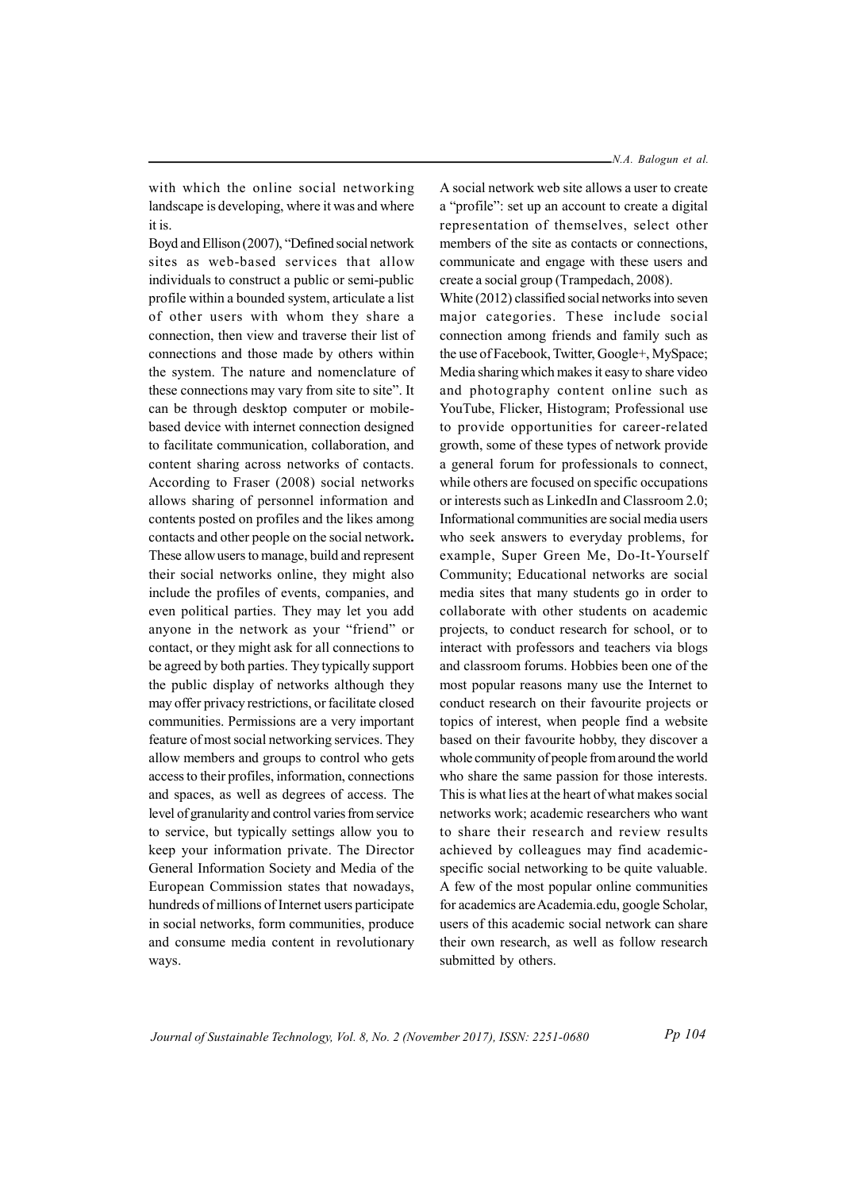with which the online social networking landscape is developing, where it was and where it is.

Boyd and Ellison (2007), "Defined social network sites as web-based services that allow individuals to construct a public or semi-public profile within a bounded system, articulate a list of other users with whom they share a connection, then view and traverse their list of connections and those made by others within the system. The nature and nomenclature of these connections may vary from site to site". It can be through desktop computer or mobile-based device with internet connection designed to facilitate communication, collaboration, and content sharing across networks of contacts. According to Fraser (2008) social networks allows sharing of personnel information and contents posted on profiles and the likes among contacts and other people on the social network**.** These allow users to manage, build and represent their social networks online, they might also include the profiles of events, companies, and even political parties. They may let you add anyone in the network as your "friend" or contact, or they might ask for all connections to be agreed by both parties. They typically support the public display of networks although they may offer privacy restrictions, or facilitate closed communities. Permissions are a very important feature of most social networking services. They allow members and groups to control who gets access to their profiles, information, connections and spaces, as well as degrees of access. The level of granularity and control varies from service to service, but typically settings allow you to keep your information private. The Director General Information Society and Media of the European Commission states that nowadays, hundreds of millions of Internet users participate in social networks, form communities, produce and consume media content in revolutionary ways.

A social network web site allows a user to create a "profile": set up an account to create a digital representation of themselves, select other members of the site as contacts or connections, communicate and engage with these users and create a social group (Trampedach, 2008).

White (2012) classified social networks into seven major categories. These include social connection among friends and family such as the use of Facebook, Twitter, Google+, MySpace; Media sharing which makes it easy to share video and photography content online such as YouTube, Flicker, Histogram; Professional use to provide opportunities for career-related growth, some of these types of network provide a general forum for professionals to connect, while others are focused on specific occupations or interests such as LinkedIn and Classroom 2.0; Informational communities are social media users who seek answers to everyday problems, for example, Super Green Me, Do-It-Yourself Community; Educational networks are social media sites that many students go in order to collaborate with other students on academic projects, to conduct research for school, or to interact with professors and teachers via blogs and classroom forums. Hobbies been one of the most popular reasons many use the Internet to conduct research on their favourite projects or topics of interest, when people find a website based on their favourite hobby, they discover a whole community of people from around the world who share the same passion for those interests. This is what lies at the heart of what makes social networks work; academic researchers who want to share their research and review results achieved by colleagues may find academic-specific social networking to be quite valuable. A few of the most popular online communities for academics are Academia.edu, google Scholar, users of this academic social network can share their own research, as well as follow research submitted by others.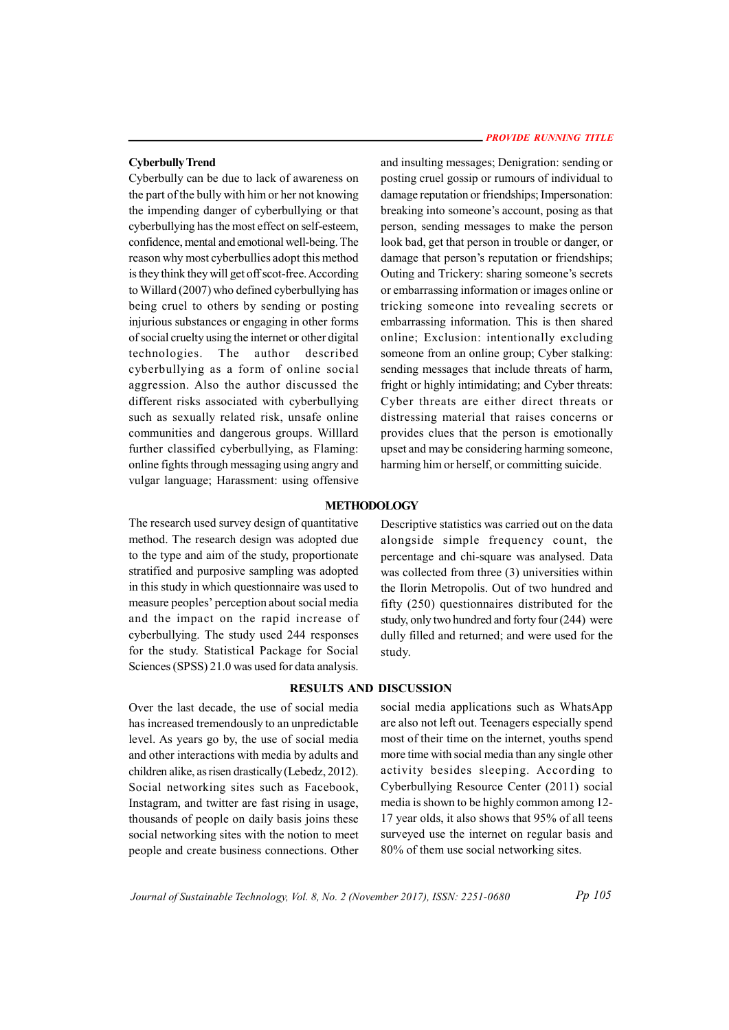**Cyberbully Trend**

Cyberbully can be due to lack of awareness on the part of the bully with him or her not knowing the impending danger of cyberbullying or that cyberbullying has the most effect on self-esteem, confidence, mental and emotional well-being. The reason why most cyberbullies adopt this method is they think they will get off scot-free. According to Willard (2007) who defined cyberbullying has being cruel to others by sending or posting injurious substances or engaging in other forms of social cruelty using the internet or other digital technologies. The author described cyberbullying as a form of online social aggression. Also the author discussed the different risks associated with cyberbullying such as sexually related risk, unsafe online communities and dangerous groups. Willlard further classified cyberbullying, as Flaming: online fights through messaging using angry and vulgar language; Harassment: using offensive and insulting messages; Denigration: sending or posting cruel gossip or rumours of individual to damage reputation or friendships; Impersonation: breaking into someone's account, posing as that person, sending messages to make the person look bad, get that person in trouble or danger, or damage that person's reputation or friendships; Outing and Trickery: sharing someone's secrets or embarrassing information or images online or tricking someone into revealing secrets or embarrassing information. This is then shared online; Exclusion: intentionally excluding someone from an online group; Cyber stalking: sending messages that include threats of harm, fright or highly intimidating; and Cyber threats: Cyber threats are either direct threats or distressing material that raises concerns or provides clues that the person is emotionally upset and may be considering harming someone, harming him or herself, or committing suicide.

## METHODOLOGY

The research used survey design of quantitative method. The research design was adopted due to the type and aim of the study, proportionate stratified and purposive sampling was adopted in this study in which questionnaire was used to measure peoples' perception about social media and the impact on the rapid increase of cyberbullying. The study used 244 responses for the study. Statistical Package for Social Sciences (SPSS) 21.0 was used for data analysis. Descriptive statistics was carried out on the data alongside simple frequency count, the percentage and chi-square was analysed. Data was collected from three (3) universities within the Ilorin Metropolis. Out of two hundred and fifty (250) questionnaires distributed for the study, only two hundred and forty four (244) were dully filled and returned; and were used for the study.

## RESULTS AND DISCUSSION

Over the last decade, the use of social media has increased tremendously to an unpredictable level. As years go by, the use of social media and other interactions with media by adults and children alike, as risen drastically (Lebedz, 2012). Social networking sites such as Facebook, Instagram, and twitter are fast rising in usage, thousands of people on daily basis joins these social networking sites with the notion to meet people and create business connections. Other social media applications such as WhatsApp are also not left out. Teenagers especially spend most of their time on the internet, youths spend more time with social media than any single other activity besides sleeping. According to Cyberbullying Resource Center (2011) social media is shown to be highly common among 12-17 year olds, it also shows that 95% of all teens surveyed use the internet on regular basis and 80% of them use social networking sites.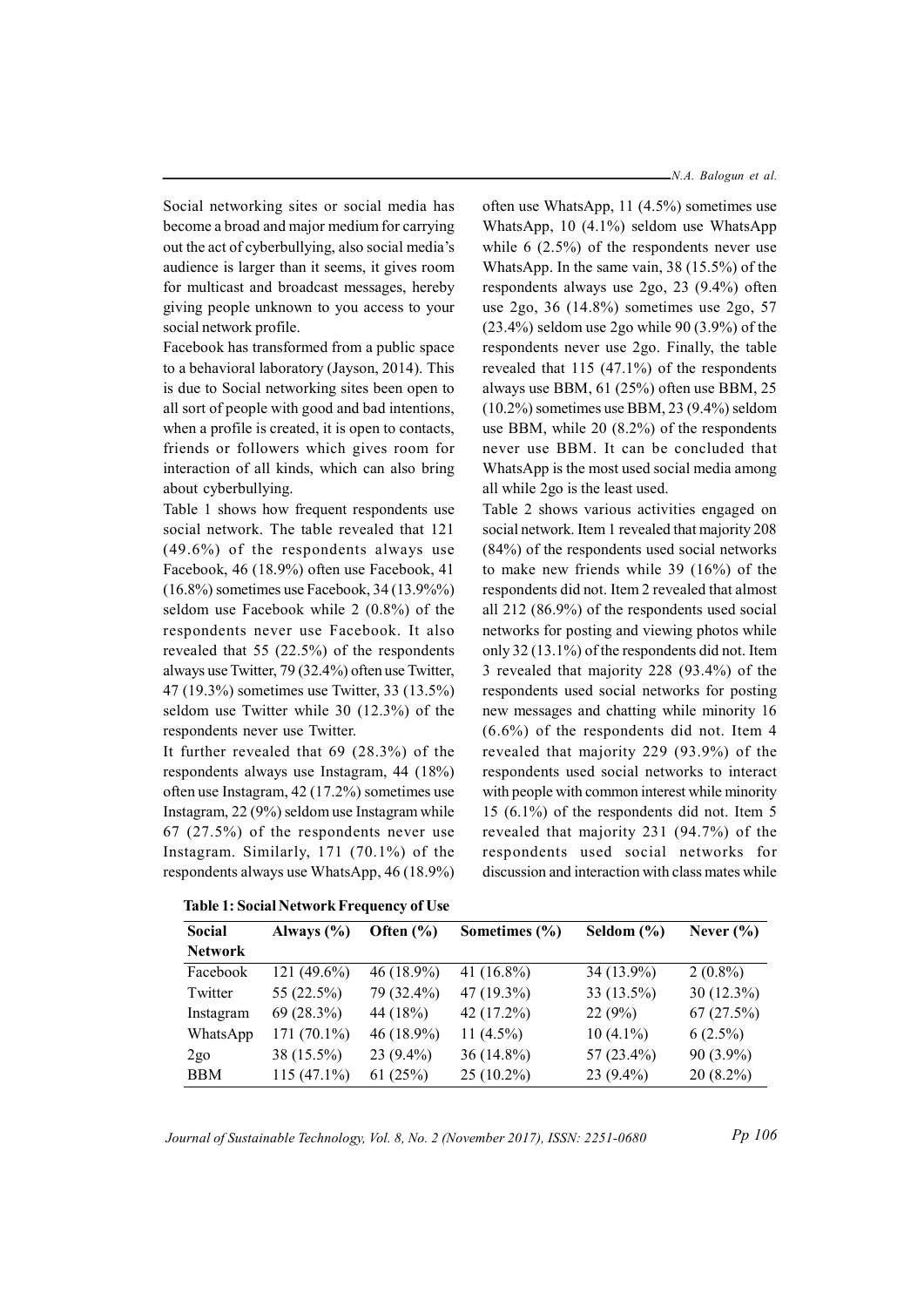Social networking sites or social media has become a broad and major medium for carrying out the act of cyberbullying, also social media's audience is larger than it seems, it gives room for multicast and broadcast messages, hereby giving people unknown to you access to your social network profile.

Facebook has transformed from a public space to a behavioral laboratory (Jayson, 2014). This is due to Social networking sites been open to all sort of people with good and bad intentions, when a profile is created, it is open to contacts, friends or followers which gives room for interaction of all kinds, which can also bring about cyberbullying.

Table 1 shows how frequent respondents use social network. The table revealed that 121 (49.6%) of the respondents always use Facebook, 46 (18.9%) often use Facebook, 41 (16.8%) sometimes use Facebook, 34 (13.9%%) seldom use Facebook while 2 (0.8%) of the respondents never use Facebook. It also revealed that 55 (22.5%) of the respondents always use Twitter, 79 (32.4%) often use Twitter, 47 (19.3%) sometimes use Twitter, 33 (13.5%) seldom use Twitter while 30 (12.3%) of the respondents never use Twitter.

It further revealed that 69 (28.3%) of the respondents always use Instagram, 44 (18%) often use Instagram, 42 (17.2%) sometimes use Instagram, 22 (9%) seldom use Instagram while 67 (27.5%) of the respondents never use Instagram. Similarly, 171 (70.1%) of the respondents always use WhatsApp, 46 (18.9%) often use WhatsApp, 11 (4.5%) sometimes use WhatsApp, 10 (4.1%) seldom use WhatsApp while 6 (2.5%) of the respondents never use WhatsApp. In the same vain, 38 (15.5%) of the respondents always use 2go, 23 (9.4%) often use 2go, 36 (14.8%) sometimes use 2go, 57 (23.4%) seldom use 2go while 90 (3.9%) of the respondents never use 2go. Finally, the table revealed that 115 (47.1%) of the respondents always use BBM, 61 (25%) often use BBM, 25 (10.2%) sometimes use BBM, 23 (9.4%) seldom use BBM, while 20 (8.2%) of the respondents never use BBM. It can be concluded that WhatsApp is the most used social media among all while 2go is the least used.

Table 2 shows various activities engaged on social network. Item 1 revealed that majority 208 (84%) of the respondents used social networks to make new friends while 39 (16%) of the respondents did not. Item 2 revealed that almost all 212 (86.9%) of the respondents used social networks for posting and viewing photos while only 32 (13.1%) of the respondents did not. Item 3 revealed that majority 228 (93.4%) of the respondents used social networks for posting new messages and chatting while minority 16 (6.6%) of the respondents did not. Item 4 revealed that majority 229 (93.9%) of the respondents used social networks to interact with people with common interest while minority 15 (6.1%) of the respondents did not. Item 5 revealed that majority 231 (94.7%) of the respondents used social networks for discussion and interaction with class mates while

**Table 1: Social Network Frequency of Use**

| Social Network | Always (%) | Often (%) | Sometimes (%) | Seldom (%) | Never (%) |
|---|---|---|---|---|---|
| Facebook | 121 (49.6%) | 46 (18.9%) | 41 (16.8%) | 34 (13.9%) | 2 (0.8%) |
| Twitter | 55 (22.5%) | 79 (32.4%) | 47 (19.3%) | 33 (13.5%) | 30 (12.3%) |
| Instagram | 69 (28.3%) | 44 (18%) | 42 (17.2%) | 22 (9%) | 67 (27.5%) |
| WhatsApp | 171 (70.1%) | 46 (18.9%) | 11 (4.5%) | 10 (4.1%) | 6 (2.5%) |
| 2go | 38 (15.5%) | 23 (9.4%) | 36 (14.8%) | 57 (23.4%) | 90 (3.9%) |
| BBM | 115 (47.1%) | 61 (25%) | 25 (10.2%) | 23 (9.4%) | 20 (8.2%) |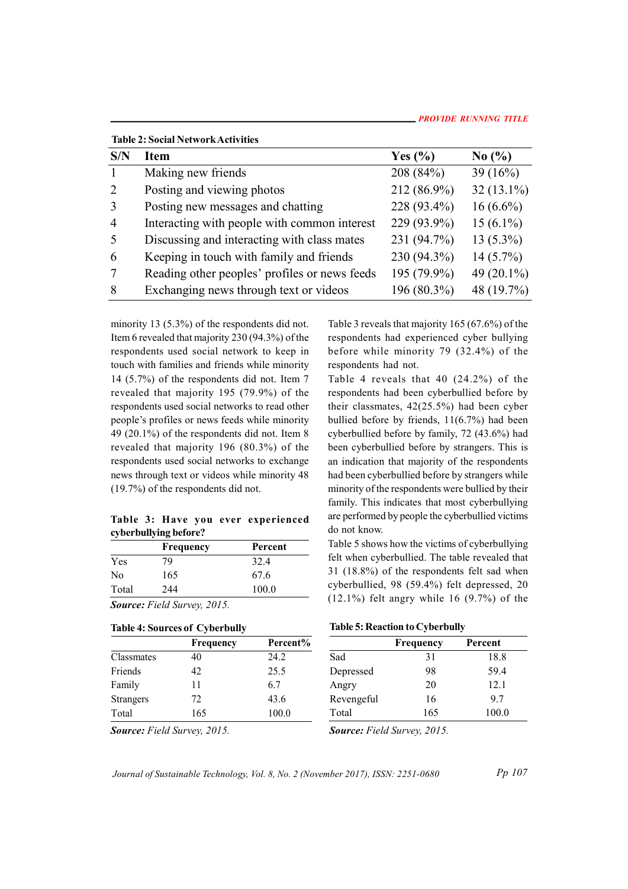**Table 2: Social Network Activities**

| S/N | Item | Yes (%) | No (%) |
|---|---|---|---|
| 1 | Making new friends | 208 (84%) | 39 (16%) |
| 2 | Posting and viewing photos | 212 (86.9%) | 32 (13.1%) |
| 3 | Posting new messages and chatting | 228 (93.4%) | 16 (6.6%) |
| 4 | Interacting with people with common interest | 229 (93.9%) | 15 (6.1%) |
| 5 | Discussing and interacting with class mates | 231 (94.7%) | 13 (5.3%) |
| 6 | Keeping in touch with family and friends | 230 (94.3%) | 14 (5.7%) |
| 7 | Reading other peoples' profiles or news feeds | 195 (79.9%) | 49 (20.1%) |
| 8 | Exchanging news through text or videos | 196 (80.3%) | 48 (19.7%) |

minority 13 (5.3%) of the respondents did not. Item 6 revealed that majority 230 (94.3%) of the respondents used social network to keep in touch with families and friends while minority 14 (5.7%) of the respondents did not. Item 7 revealed that majority 195 (79.9%) of the respondents used social networks to read other people's profiles or news feeds while minority 49 (20.1%) of the respondents did not. Item 8 revealed that majority 196 (80.3%) of the respondents used social networks to exchange news through text or videos while minority 48 (19.7%) of the respondents did not.

**Table 3: Have you ever experienced cyberbullying before?**

| | Frequency | Percent |
|---|---|---|
| Yes | 79 | 32.4 |
| No | 165 | 67.6 |
| Total | 244 | 100.0 |

***Source:*** *Field Survey, 2015.*

Table 3 reveals that majority 165 (67.6%) of the respondents had experienced cyber bullying before while minority 79 (32.4%) of the respondents had not.

Table 4 reveals that 40 (24.2%) of the respondents had been cyberbullied before by their classmates, 42(25.5%) had been cyber bullied before by friends, 11(6.7%) had been cyberbullied before by family, 72 (43.6%) had been cyberbullied before by strangers. This is an indication that majority of the respondents had been cyberbullied before by strangers while minority of the respondents were bullied by their family. This indicates that most cyberbullying are performed by people the cyberbullied victims do not know.

Table 5 shows how the victims of cyberbullying felt when cyberbullied. The table revealed that 31 (18.8%) of the respondents felt sad when cyberbullied, 98 (59.4%) felt depressed, 20 (12.1%) felt angry while 16 (9.7%) of the

**Table 4: Sources of Cyberbully**

| | Frequency | Percent% |
|---|---|---|
| Classmates | 40 | 24.2 |
| Friends | 42 | 25.5 |
| Family | 11 | 6.7 |
| Strangers | 72 | 43.6 |
| Total | 165 | 100.0 |

***Source:*** *Field Survey, 2015.*

**Table 5: Reaction to Cyberbully**

| | Frequency | Percent |
|---|---|---|
| Sad | 31 | 18.8 |
| Depressed | 98 | 59.4 |
| Angry | 20 | 12.1 |
| Revengeful | 16 | 9.7 |
| Total | 165 | 100.0 |

***Source:*** *Field Survey, 2015.*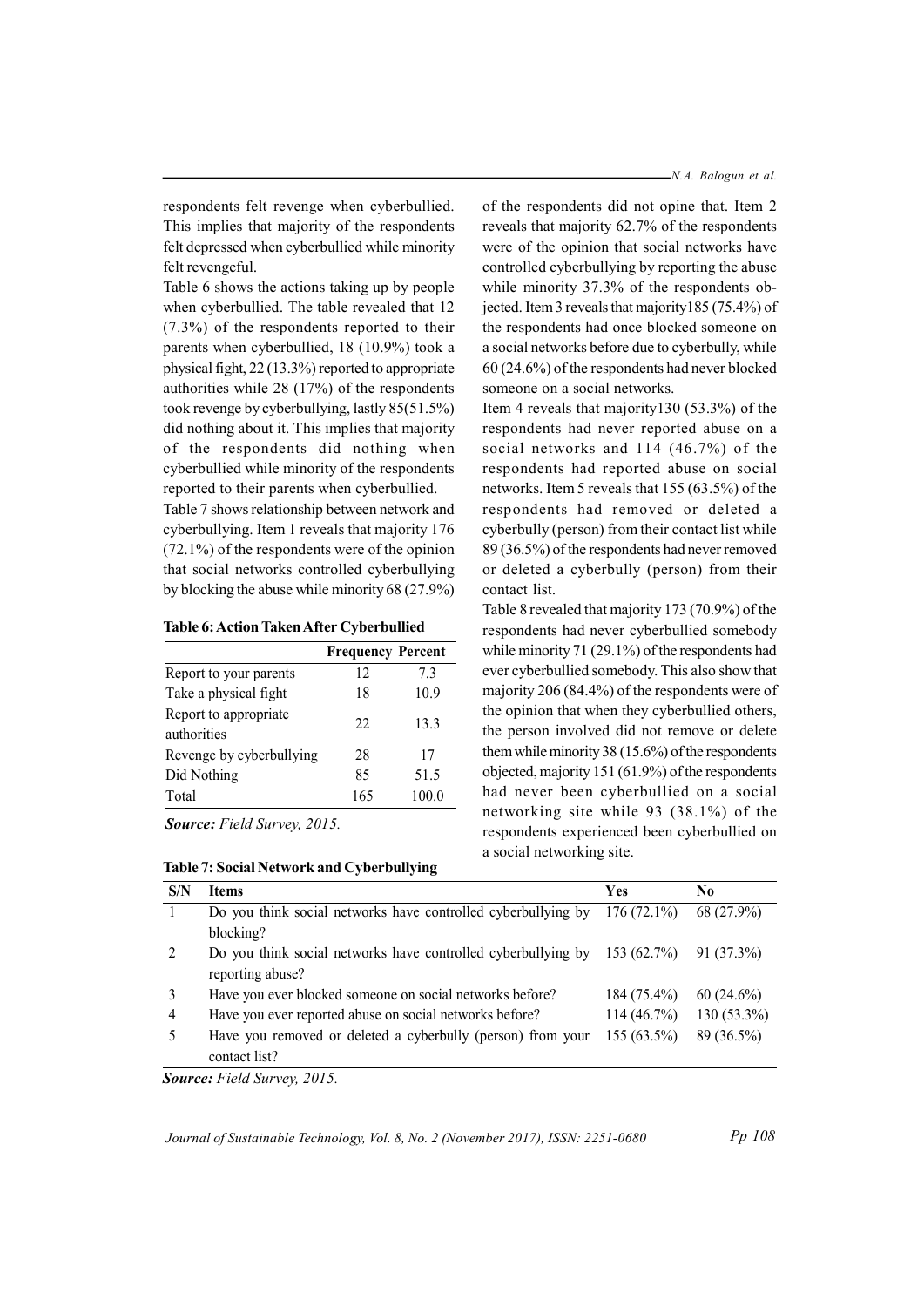respondents felt revenge when cyberbullied. This implies that majority of the respondents felt depressed when cyberbullied while minority felt revengeful.

Table 6 shows the actions taking up by people when cyberbullied. The table revealed that 12 (7.3%) of the respondents reported to their parents when cyberbullied, 18 (10.9%) took a physical fight, 22 (13.3%) reported to appropriate authorities while 28 (17%) of the respondents took revenge by cyberbullying, lastly 85(51.5%) did nothing about it. This implies that majority of the respondents did nothing when cyberbullied while minority of the respondents reported to their parents when cyberbullied.

Table 7 shows relationship between network and cyberbullying. Item 1 reveals that majority 176 (72.1%) of the respondents were of the opinion that social networks controlled cyberbullying by blocking the abuse while minority 68 (27.9%) of the respondents did not opine that. Item 2 reveals that majority 62.7% of the respondents were of the opinion that social networks have controlled cyberbullying by reporting the abuse while minority 37.3% of the respondents objected. Item 3 reveals that majority185 (75.4%) of the respondents had once blocked someone on a social networks before due to cyberbully, while 60 (24.6%) of the respondents had never blocked someone on a social networks.

**Table 6: Action Taken After Cyberbullied**

| | Frequency | Percent |
|---|---|---|
| Report to your parents | 12 | 7.3 |
| Take a physical fight | 18 | 10.9 |
| Report to appropriate authorities | 22 | 13.3 |
| Revenge by cyberbullying | 28 | 17 |
| Did Nothing | 85 | 51.5 |
| Total | 165 | 100.0 |

***Source:*** *Field Survey, 2015.*

Item 4 reveals that majority130 (53.3%) of the respondents had never reported abuse on a social networks and 114 (46.7%) of the respondents had reported abuse on social networks. Item 5 reveals that 155 (63.5%) of the respondents had removed or deleted a cyberbully (person) from their contact list while 89 (36.5%) of the respondents had never removed or deleted a cyberbully (person) from their contact list.

Table 8 revealed that majority 173 (70.9%) of the respondents had never cyberbullied somebody while minority 71 (29.1%) of the respondents had ever cyberbullied somebody. This also show that majority 206 (84.4%) of the respondents were of the opinion that when they cyberbullied others, the person involved did not remove or delete them while minority 38 (15.6%) of the respondents objected, majority 151 (61.9%) of the respondents had never been cyberbullied on a social networking site while 93 (38.1%) of the respondents experienced been cyberbullied on a social networking site.

**Table 7: Social Network and Cyberbullying**

| S/N | Items | Yes | No |
|---|---|---|---|
| 1 | Do you think social networks have controlled cyberbullying by blocking? | 176 (72.1%) | 68 (27.9%) |
| 2 | Do you think social networks have controlled cyberbullying by reporting abuse? | 153 (62.7%) | 91 (37.3%) |
| 3 | Have you ever blocked someone on social networks before? | 184 (75.4%) | 60 (24.6%) |
| 4 | Have you ever reported abuse on social networks before? | 114 (46.7%) | 130 (53.3%) |
| 5 | Have you removed or deleted a cyberbully (person) from your contact list? | 155 (63.5%) | 89 (36.5%) |

***Source:*** *Field Survey, 2015.*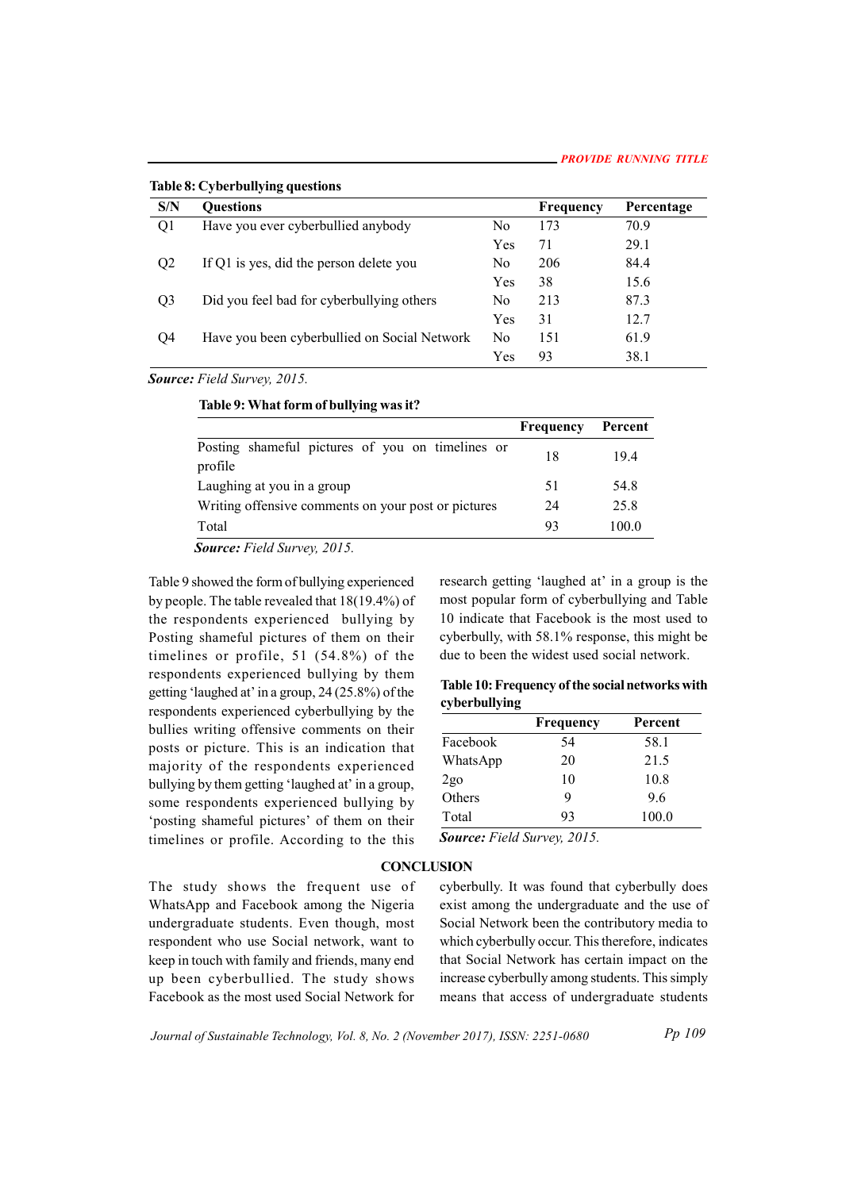**Table 8: Cyberbullying questions**

| S/N | Questions | | Frequency | Percentage |
|---|---|---|---|---|
| Q1 | Have you ever cyberbullied anybody | No | 173 | 70.9 |
| | | Yes | 71 | 29.1 |
| Q2 | If Q1 is yes, did the person delete you | No | 206 | 84.4 |
| | | Yes | 38 | 15.6 |
| Q3 | Did you feel bad for cyberbullying others | No | 213 | 87.3 |
| | | Yes | 31 | 12.7 |
| Q4 | Have you been cyberbullied on Social Network | No | 151 | 61.9 |
| | | Yes | 93 | 38.1 |

***Source:*** *Field Survey, 2015.*

**Table 9: What form of bullying was it?**

| | Frequency | Percent |
|---|---|---|
| Posting shameful pictures of you on timelines or profile | 18 | 19.4 |
| Laughing at you in a group | 51 | 54.8 |
| Writing offensive comments on your post or pictures | 24 | 25.8 |
| Total | 93 | 100.0 |

***Source:*** *Field Survey, 2015.*

Table 9 showed the form of bullying experienced by people. The table revealed that 18(19.4%) of the respondents experienced bullying by Posting shameful pictures of them on their timelines or profile, 51 (54.8%) of the respondents experienced bullying by them getting 'laughed at' in a group, 24 (25.8%) of the respondents experienced cyberbullying by the bullies writing offensive comments on their posts or picture. This is an indication that majority of the respondents experienced bullying by them getting 'laughed at' in a group, some respondents experienced bullying by 'posting shameful pictures' of them on their timelines or profile. According to the this research getting 'laughed at' in a group is the most popular form of cyberbullying and Table 10 indicate that Facebook is the most used to cyberbully, with 58.1% response, this might be due to been the widest used social network.

**Table 10: Frequency of the social networks with cyberbullying**

| | Frequency | Percent |
|---|---|---|
| Facebook | 54 | 58.1 |
| WhatsApp | 20 | 21.5 |
| 2go | 10 | 10.8 |
| Others | 9 | 9.6 |
| Total | 93 | 100.0 |

***Source:*** *Field Survey, 2015.*

## CONCLUSION

The study shows the frequent use of WhatsApp and Facebook among the Nigeria undergraduate students. Even though, most respondent who use Social network, want to keep in touch with family and friends, many end up been cyberbullied. The study shows Facebook as the most used Social Network for cyberbully. It was found that cyberbully does exist among the undergraduate and the use of Social Network been the contributory media to which cyberbully occur. This therefore, indicates that Social Network has certain impact on the increase cyberbully among students. This simply means that access of undergraduate students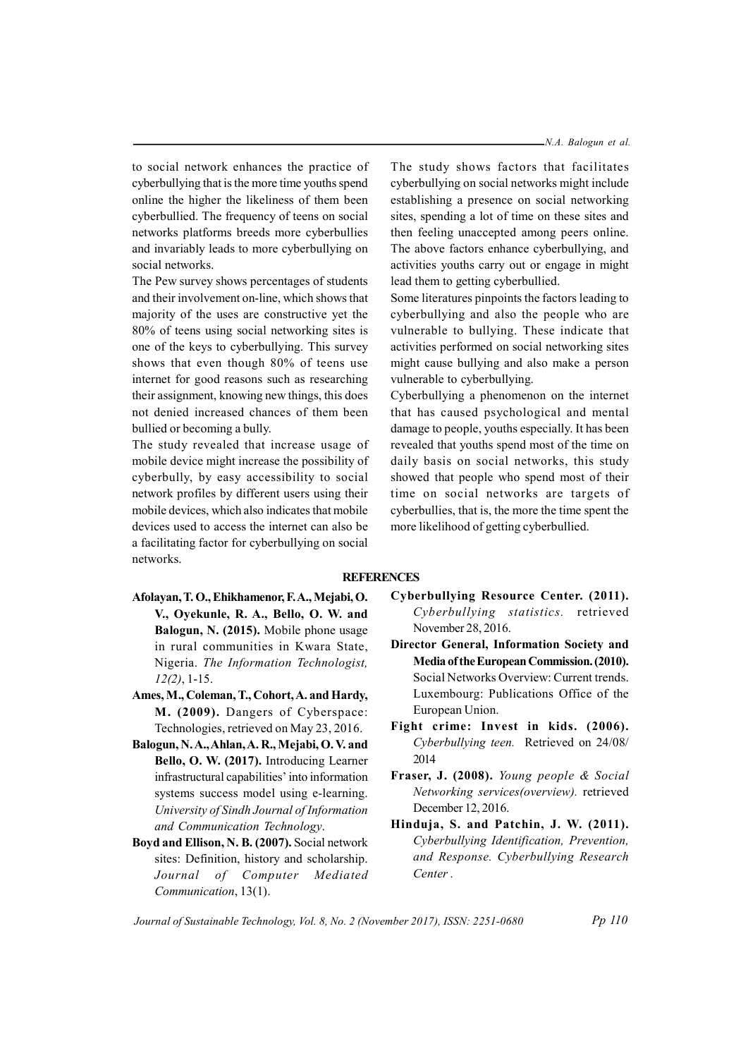to social network enhances the practice of cyberbullying that is the more time youths spend online the higher the likeliness of them been cyberbullied. The frequency of teens on social networks platforms breeds more cyberbullies and invariably leads to more cyberbullying on social networks.

The Pew survey shows percentages of students and their involvement on-line, which shows that majority of the uses are constructive yet the 80% of teens using social networking sites is one of the keys to cyberbullying. This survey shows that even though 80% of teens use internet for good reasons such as researching their assignment, knowing new things, this does not denied increased chances of them been bullied or becoming a bully.

The study revealed that increase usage of mobile device might increase the possibility of cyberbully, by easy accessibility to social network profiles by different users using their mobile devices, which also indicates that mobile devices used to access the internet can also be a facilitating factor for cyberbullying on social networks.

The study shows factors that facilitates cyberbullying on social networks might include establishing a presence on social networking sites, spending a lot of time on these sites and then feeling unaccepted among peers online. The above factors enhance cyberbullying, and activities youths carry out or engage in might lead them to getting cyberbullied.

Some literatures pinpoints the factors leading to cyberbullying and also the people who are vulnerable to bullying. These indicate that activities performed on social networking sites might cause bullying and also make a person vulnerable to cyberbullying.

Cyberbullying a phenomenon on the internet that has caused psychological and mental damage to people, youths especially. It has been revealed that youths spend most of the time on daily basis on social networks, this study showed that people who spend most of their time on social networks are targets of cyberbullies, that is, the more the time spent the more likelihood of getting cyberbullied.

## REFERENCES

**Afolayan, T. O., Ehikhamenor, F. A., Mejabi, O. V., Oyekunle, R. A., Bello, O. W. and Balogun, N. (2015).** Mobile phone usage in rural communities in Kwara State, Nigeria. *The Information Technologist, 12(2)*, 1-15.

**Ames, M., Coleman, T., Cohort, A. and Hardy, M. (2009).** Dangers of Cyberspace: Technologies, retrieved on May 23, 2016.

**Balogun, N. A., Ahlan, A. R., Mejabi, O. V. and Bello, O. W. (2017).** Introducing Learner infrastructural capabilities' into information systems success model using e-learning. *University of Sindh Journal of Information and Communication Technology*.

**Boyd and Ellison, N. B. (2007).** Social network sites: Definition, history and scholarship. *Journal of Computer Mediated Communication*, 13(1).

**Cyberbullying Resource Center. (2011).** *Cyberbullying statistics.* retrieved November 28, 2016.

**Director General, Information Society and Media of the European Commission. (2010).** Social Networks Overview: Current trends. Luxembourg: Publications Office of the European Union.

**Fight crime: Invest in kids. (2006).** *Cyberbullying teen.* Retrieved on 24/08/2014

**Fraser, J. (2008).** *Young people & Social Networking services(overview).* retrieved December 12, 2016.

**Hinduja, S. and Patchin, J. W. (2011).** *Cyberbullying Identification, Prevention, and Response. Cyberbullying Research Center .*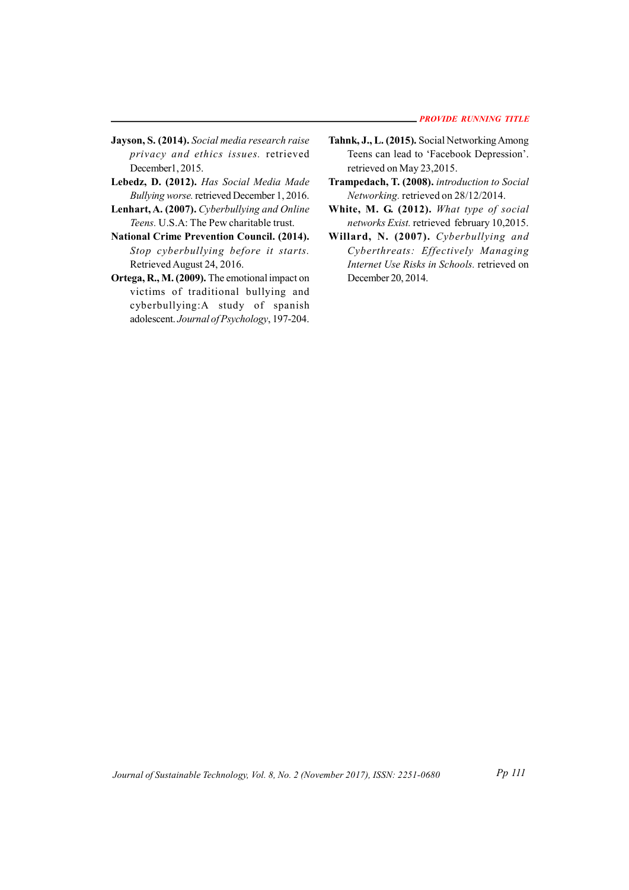**Jayson, S. (2014).** *Social media research raise privacy and ethics issues.* retrieved December1, 2015.

**Lebedz, D. (2012).** *Has Social Media Made Bullying worse.* retrieved December 1, 2016.

**Lenhart, A. (2007).** *Cyberbullying and Online Teens.* U.S.A: The Pew charitable trust.

**National Crime Prevention Council. (2014).** *Stop cyberbullying before it starts.* Retrieved August 24, 2016.

**Ortega, R., M. (2009).** The emotional impact on victims of traditional bullying and cyberbullying:A study of spanish adolescent. *Journal of Psychology*, 197-204.

**Tahnk, J., L. (2015).** Social Networking Among Teens can lead to 'Facebook Depression'. retrieved on May 23,2015.

**Trampedach, T. (2008).** *introduction to Social Networking.* retrieved on 28/12/2014.

**White, M. G. (2012).** *What type of social networks Exist.* retrieved february 10,2015.

**Willard, N. (2007).** *Cyberbullying and Cyberthreats: Effectively Managing Internet Use Risks in Schools.* retrieved on December 20, 2014.